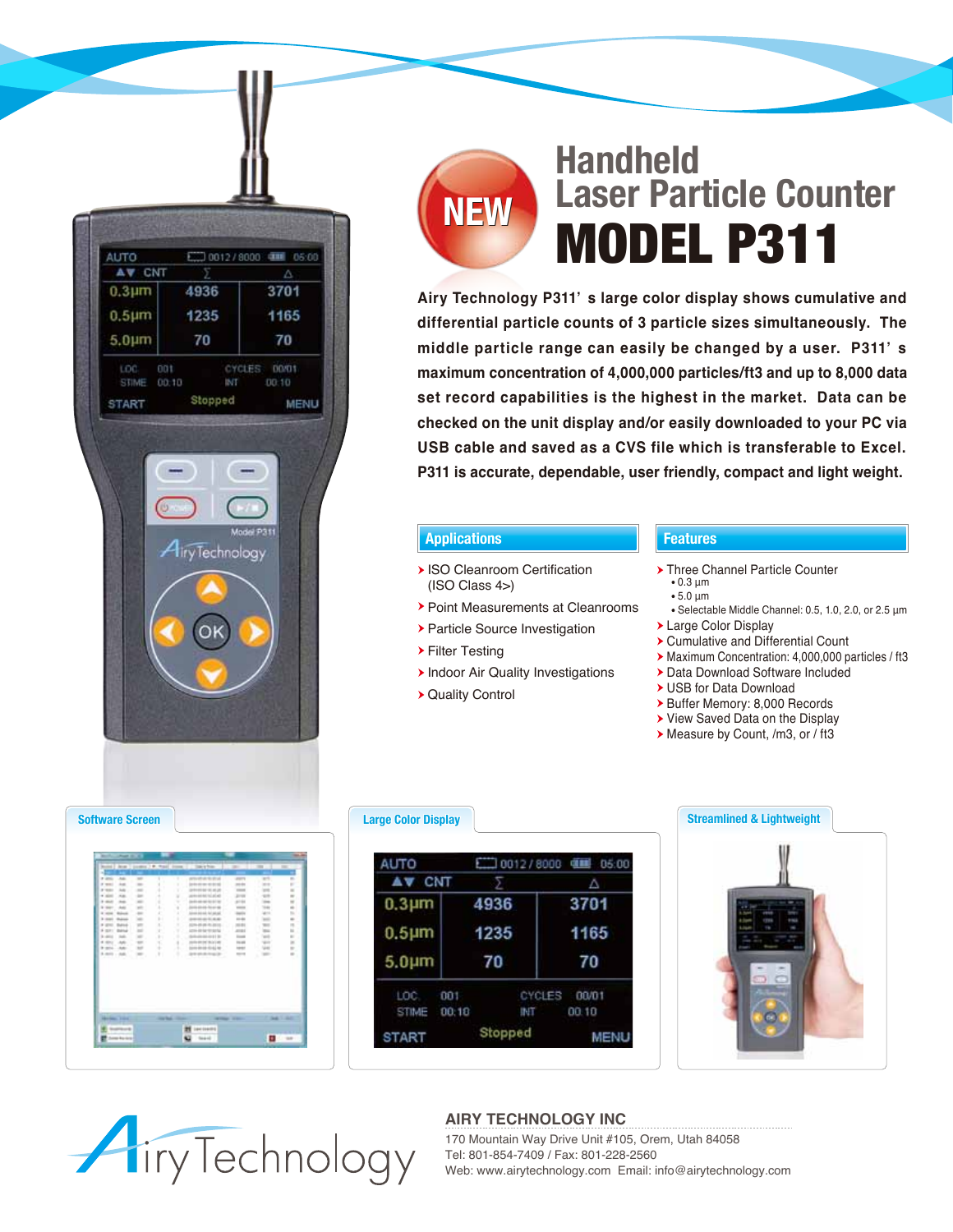NEW

# Handheld Laser Particle Counter

# MODEL P311

**Airy Technology P311' s large color display shows cumulative and differential particle counts of 3 particle sizes simultaneously. The middle particle range can easily be changed by a user. P311' s maximum concentration of 4,000,000 particles/ft3 and up to 8,000 data set record capabilities is the highest in the market. Data can be checked on the unit display and/or easily downloaded to your PC via USB cable and saved as a CVS file which is transferable to Excel. P311 is accurate, dependable, user friendly, compact and light weight.**

## Applications

- ISO Cleanroom Certification (ISO Class 4>)
- Point Measurements at Cleanrooms
- Particle Source Investigation
- Filter Testing
- Indoor Air Quality Investigations
- Quality Control

## Features

- Three Channel Particle Counter
  - 0.3 µm
  - 5.0 µm
  - Selectable Middle Channel: 0.5, 1.0, 2.0, or 2.5 µm
- Large Color Display
- Cumulative and Differential Count
- Maximum Concentration: 4,000,000 particles / ft3
- Data Download Software Included
- USB for Data Download
- Buffer Memory: 8,000 Records
- View Saved Data on the Display
- Measure by Count, /m3, or / ft3

### Software Screen

### Large Color Display

### Streamlined & Lightweight

**AIRY TECHNOLOGY INC**

170 Mountain Way Drive Unit #105, Orem, Utah 84058
Tel: 801-854-7409 / Fax: 801-228-2560
Web: www.airytechnology.com Email: info@airytechnology.com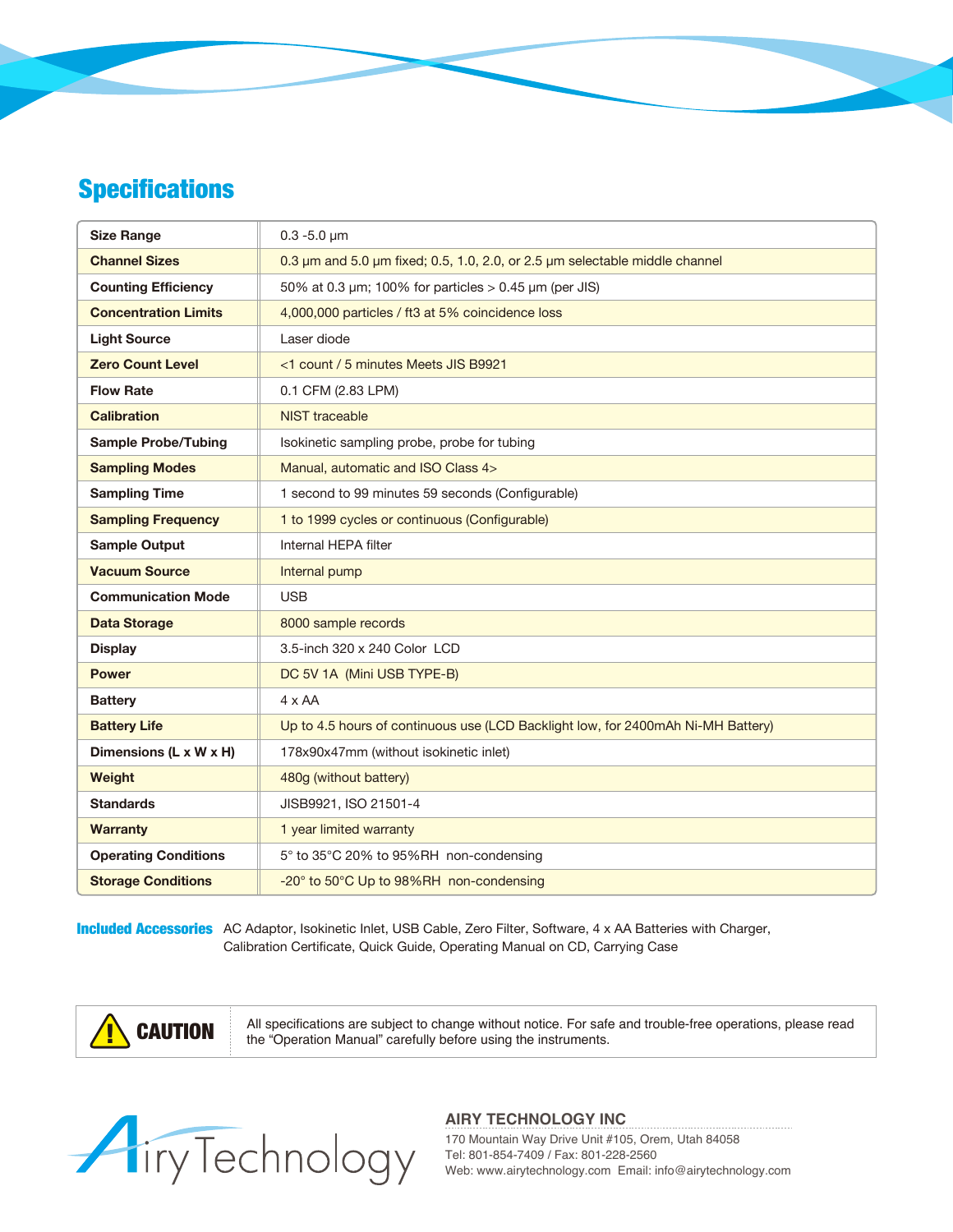## Specifications

| | |
|---|---|
| **Size Range** | 0.3 -5.0 μm |
| **Channel Sizes** | 0.3 μm and 5.0 μm fixed; 0.5, 1.0, 2.0, or 2.5 μm selectable middle channel |
| **Counting Efficiency** | 50% at 0.3 μm; 100% for particles > 0.45 μm (per JIS) |
| **Concentration Limits** | 4,000,000 particles / ft3 at 5% coincidence loss |
| **Light Source** | Laser diode |
| **Zero Count Level** | <1 count / 5 minutes Meets JIS B9921 |
| **Flow Rate** | 0.1 CFM (2.83 LPM) |
| **Calibration** | NIST traceable |
| **Sample Probe/Tubing** | Isokinetic sampling probe, probe for tubing |
| **Sampling Modes** | Manual, automatic and ISO Class 4> |
| **Sampling Time** | 1 second to 99 minutes 59 seconds (Configurable) |
| **Sampling Frequency** | 1 to 1999 cycles or continuous (Configurable) |
| **Sample Output** | Internal HEPA filter |
| **Vacuum Source** | Internal pump |
| **Communication Mode** | USB |
| **Data Storage** | 8000 sample records |
| **Display** | 3.5-inch 320 x 240 Color LCD |
| **Power** | DC 5V 1A (Mini USB TYPE-B) |
| **Battery** | 4 x AA |
| **Battery Life** | Up to 4.5 hours of continuous use (LCD Backlight low, for 2400mAh Ni-MH Battery) |
| **Dimensions (L x W x H)** | 178x90x47mm (without isokinetic inlet) |
| **Weight** | 480g (without battery) |
| **Standards** | JISB9921, ISO 21501-4 |
| **Warranty** | 1 year limited warranty |
| **Operating Conditions** | 5° to 35°C 20% to 95%RH non-condensing |
| **Storage Conditions** | -20° to 50°C Up to 98%RH non-condensing |

**Included Accessories** AC Adaptor, Isokinetic Inlet, USB Cable, Zero Filter, Software, 4 x AA Batteries with Charger, Calibration Certificate, Quick Guide, Operating Manual on CD, Carrying Case

**CAUTION** All specifications are subject to change without notice. For safe and trouble-free operations, please read the "Operation Manual" carefully before using the instruments.

Airy Technology

**AIRY TECHNOLOGY INC**

170 Mountain Way Drive Unit #105, Orem, Utah 84058
Tel: 801-854-7409 / Fax: 801-228-2560
Web: www.airytechnology.com Email: info@airytechnology.com